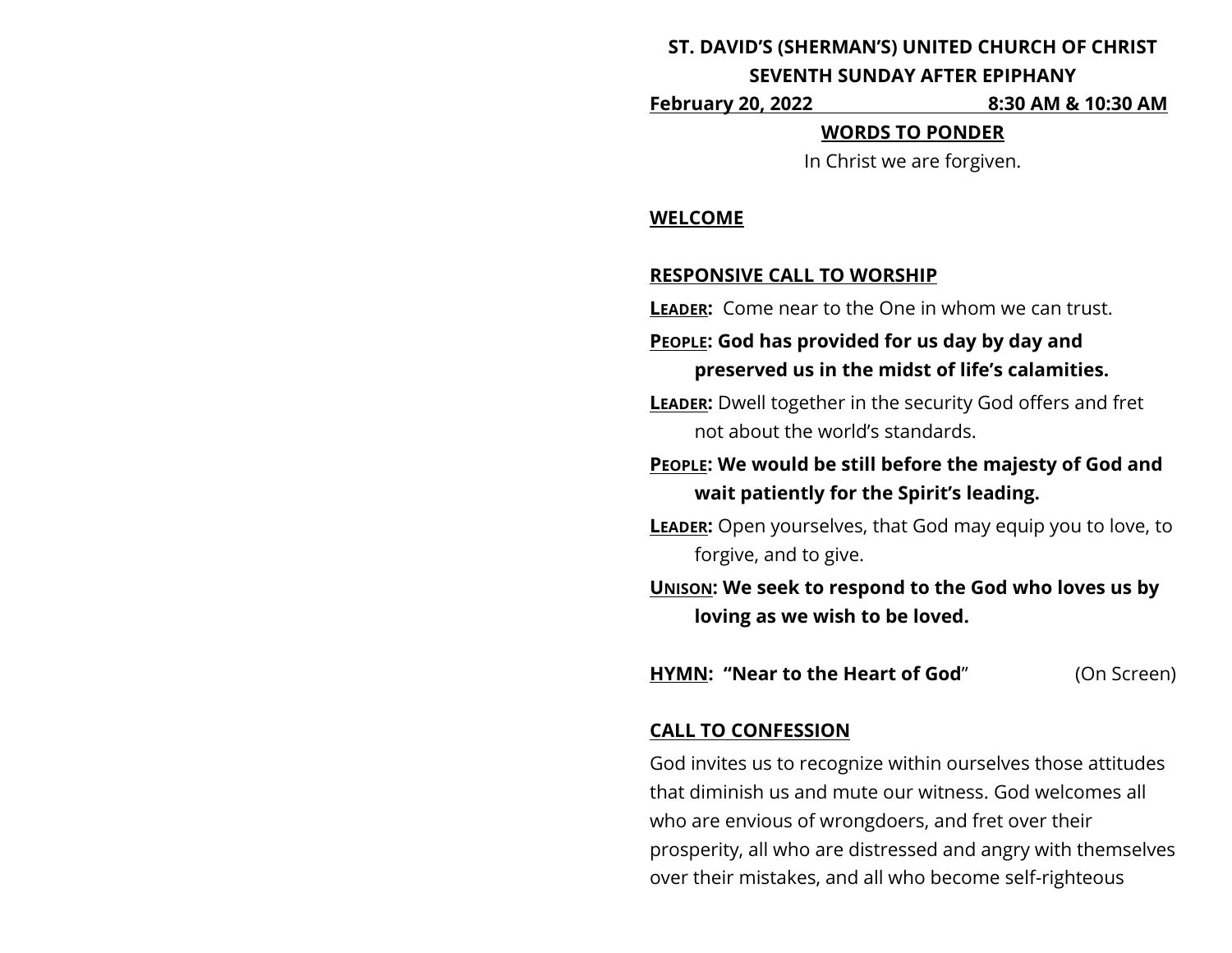**ST. DAVID'S (SHERMAN'S) UNITED CHURCH OF CHRIST**

**SEVENTH SUNDAY AFTER EPIPHANY**

**February 20, 2022 8:30 AM & 10:30 AM**

**WORDS TO PONDER**

In Christ we are forgiven.

**WELCOME**

**RESPONSIVE CALL TO WORSHIP**

**LEADER:** Come near to the One in whom we can trust.

**PEOPLE: God has provided for us day by day and preserved us in the midst of life's calamities.**

**LEADER:** Dwell together in the security God offers and fret not about the world's standards.

**PEOPLE: We would be still before the majesty of God and wait patiently for the Spirit's leading.**

**LEADER:** Open yourselves, that God may equip you to love, to forgive, and to give.

**UNISON: We seek to respond to the God who loves us by loving as we wish to be loved.**

**HYMN: "Near to the Heart of God"** (On Screen)

**CALL TO CONFESSION**

God invites us to recognize within ourselves those attitudes that diminish us and mute our witness. God welcomes all who are envious of wrongdoers, and fret over their prosperity, all who are distressed and angry with themselves over their mistakes, and all who become self-righteous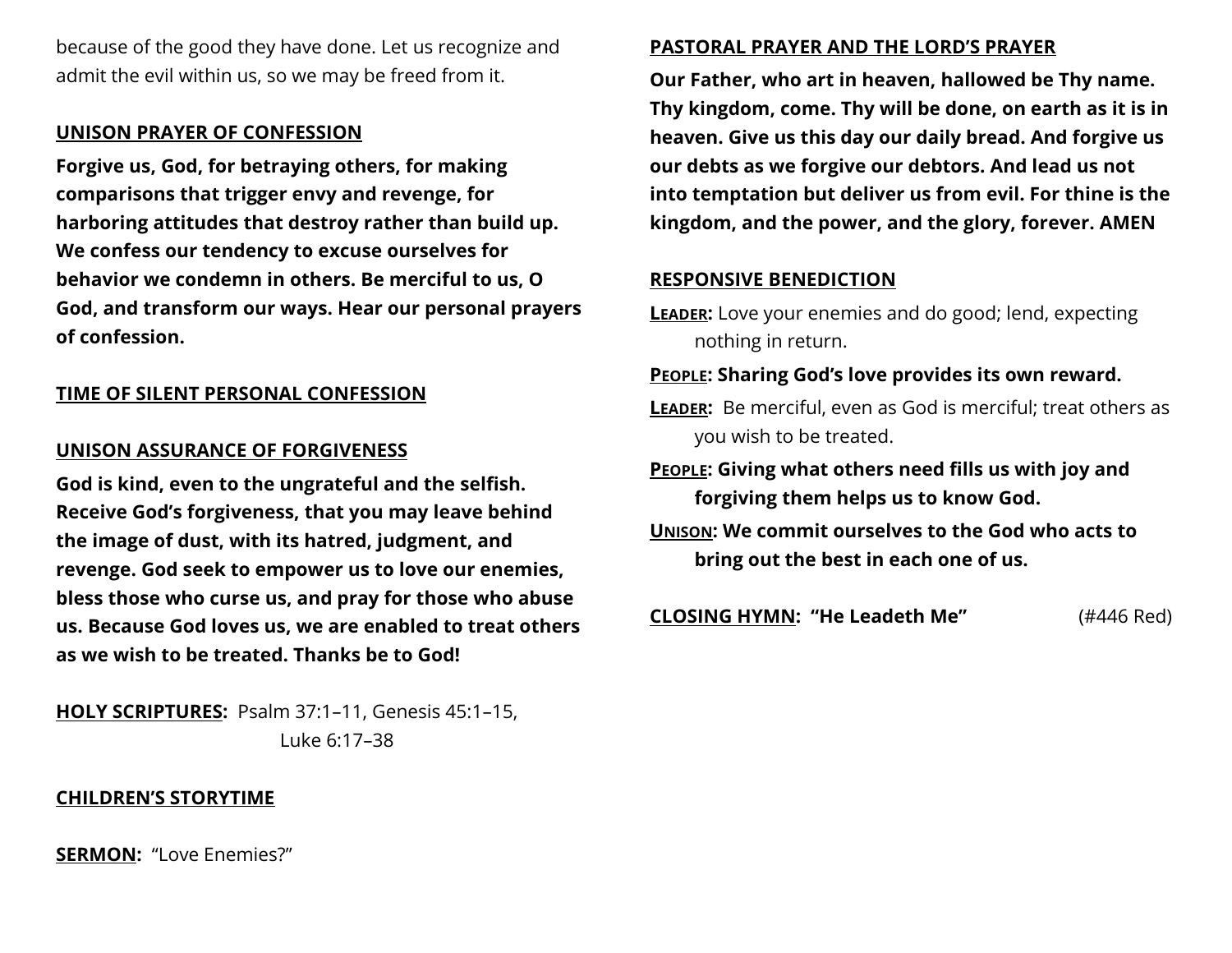because of the good they have done. Let us recognize and admit the evil within us, so we may be freed from it.

**UNISON PRAYER OF CONFESSION**

**Forgive us, God, for betraying others, for making comparisons that trigger envy and revenge, for harboring attitudes that destroy rather than build up. We confess our tendency to excuse ourselves for behavior we condemn in others. Be merciful to us, O God, and transform our ways. Hear our personal prayers of confession.**

**TIME OF SILENT PERSONAL CONFESSION**

**UNISON ASSURANCE OF FORGIVENESS**

**God is kind, even to the ungrateful and the selfish. Receive God's forgiveness, that you may leave behind the image of dust, with its hatred, judgment, and revenge. God seek to empower us to love our enemies, bless those who curse us, and pray for those who abuse us. Because God loves us, we are enabled to treat others as we wish to be treated. Thanks be to God!**

**HOLY SCRIPTURES:** Psalm 37:1–11, Genesis 45:1–15, Luke 6:17–38

**CHILDREN'S STORYTIME**

**SERMON:** "Love Enemies?"

**PASTORAL PRAYER AND THE LORD'S PRAYER**

**Our Father, who art in heaven, hallowed be Thy name. Thy kingdom, come. Thy will be done, on earth as it is in heaven. Give us this day our daily bread. And forgive us our debts as we forgive our debtors. And lead us not into temptation but deliver us from evil. For thine is the kingdom, and the power, and the glory, forever. AMEN**

**RESPONSIVE BENEDICTION**

**LEADER:** Love your enemies and do good; lend, expecting nothing in return.

**PEOPLE: Sharing God's love provides its own reward.**

**LEADER:** Be merciful, even as God is merciful; treat others as you wish to be treated.

**PEOPLE: Giving what others need fills us with joy and forgiving them helps us to know God.**

**UNISON: We commit ourselves to the God who acts to bring out the best in each one of us.**

**CLOSING HYMN: "He Leadeth Me"** (#446 Red)